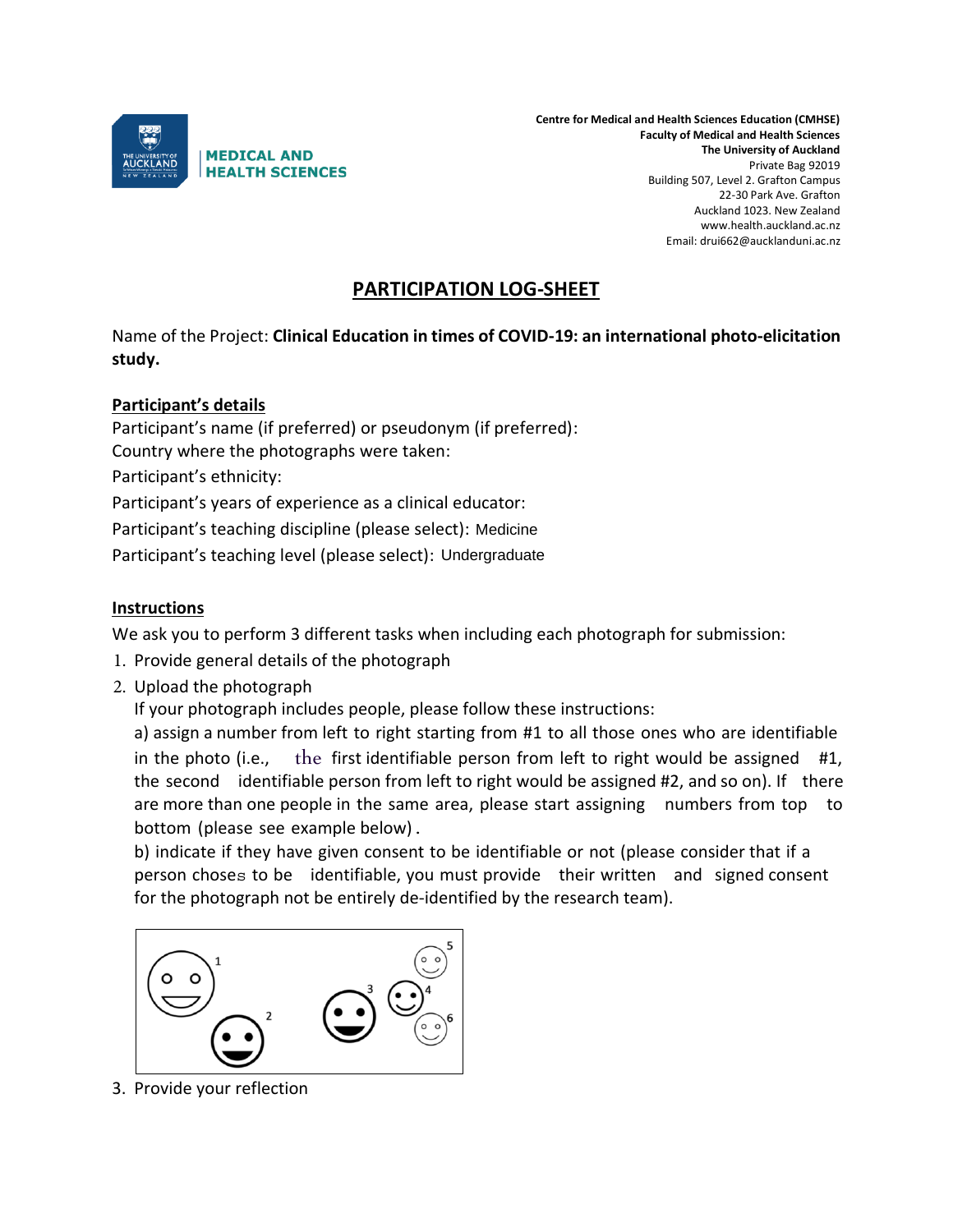**Centre for Medical and Health Sciences Education (CMHSE)**
**Faculty of Medical and Health Sciences**
**The University of Auckland**
Private Bag 92019
Building 507, Level 2. Grafton Campus
22-30 Park Ave. Grafton
Auckland 1023. New Zealand
www.health.auckland.ac.nz
Email: drui662@aucklanduni.ac.nz

# PARTICIPATION LOG-SHEET

Name of the Project: **Clinical Education in times of COVID-19: an international photo-elicitation study.**

## Participant's details

Participant's name (if preferred) or pseudonym (if preferred):
Country where the photographs were taken:
Participant's ethnicity:
Participant's years of experience as a clinical educator:
Participant's teaching discipline (please select): Medicine
Participant's teaching level (please select): Undergraduate

## Instructions

We ask you to perform 3 different tasks when including each photograph for submission:

1. Provide general details of the photograph
2. Upload the photograph
   If your photograph includes people, please follow these instructions:
   a) assign a number from left to right starting from #1 to all those ones who are identifiable in the photo (i.e., the first identifiable person from left to right would be assigned #1, the second identifiable person from left to right would be assigned #2, and so on). If there are more than one people in the same area, please start assigning numbers from top to bottom (please see example below).
   b) indicate if they have given consent to be identifiable or not (please consider that if a person choses to be identifiable, you must provide their written and signed consent for the photograph not be entirely de-identified by the research team).
3. Provide your reflection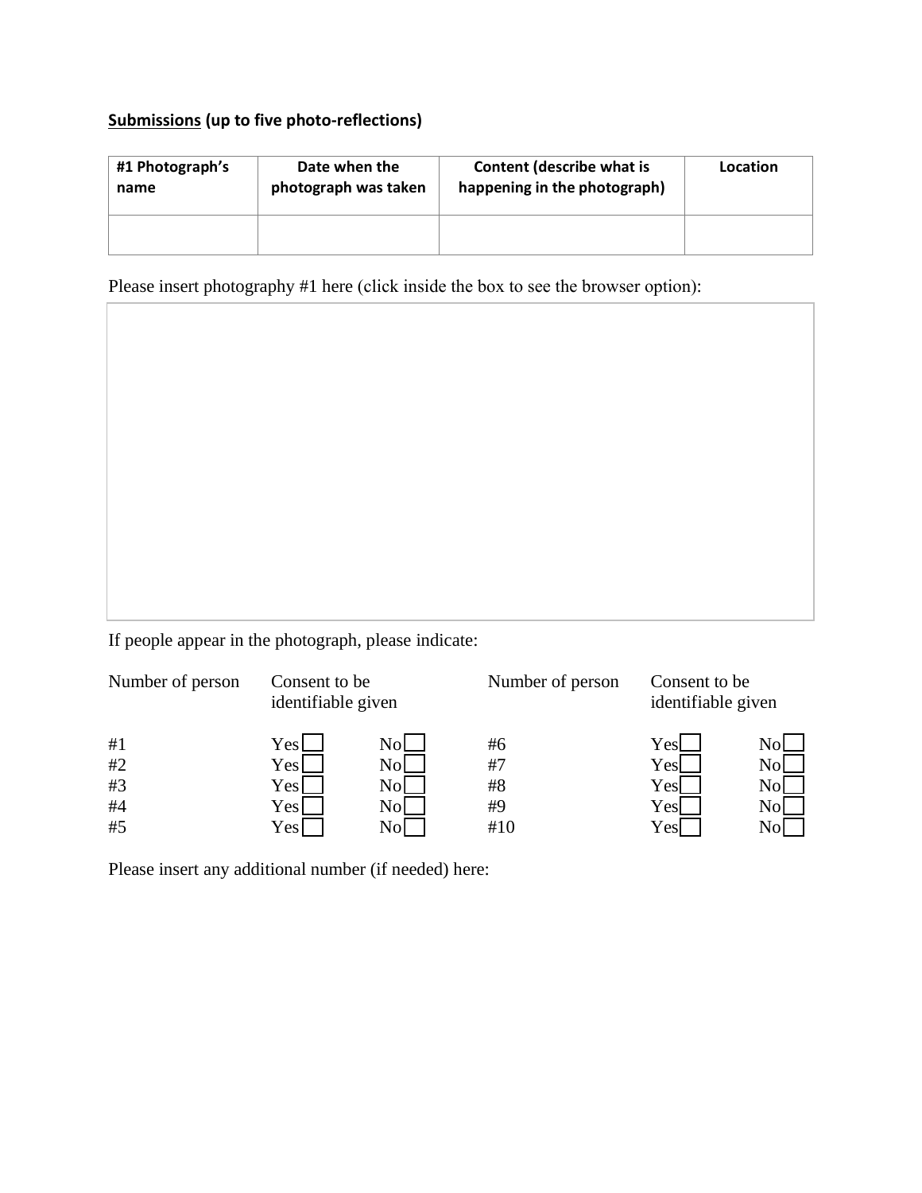**<u>Submissions</u> (up to five photo-reflections)**

| #1 Photograph's name | Date when the photograph was taken | Content (describe what is happening in the photograph) | Location |
|---|---|---|---|
| | | | |

Please insert photography #1 here (click inside the box to see the browser option):

If people appear in the photograph, please indicate:

| Number of person | Consent to be identifiable given | | Number of person | Consent to be identifiable given | |
|---|---|---|---|---|---|
| #1 | Yes ☐ | No ☐ | #6 | Yes ☐ | No ☐ |
| #2 | Yes ☐ | No ☐ | #7 | Yes ☐ | No ☐ |
| #3 | Yes ☐ | No ☐ | #8 | Yes ☐ | No ☐ |
| #4 | Yes ☐ | No ☐ | #9 | Yes ☐ | No ☐ |
| #5 | Yes ☐ | No ☐ | #10 | Yes ☐ | No ☐ |

Please insert any additional number (if needed) here: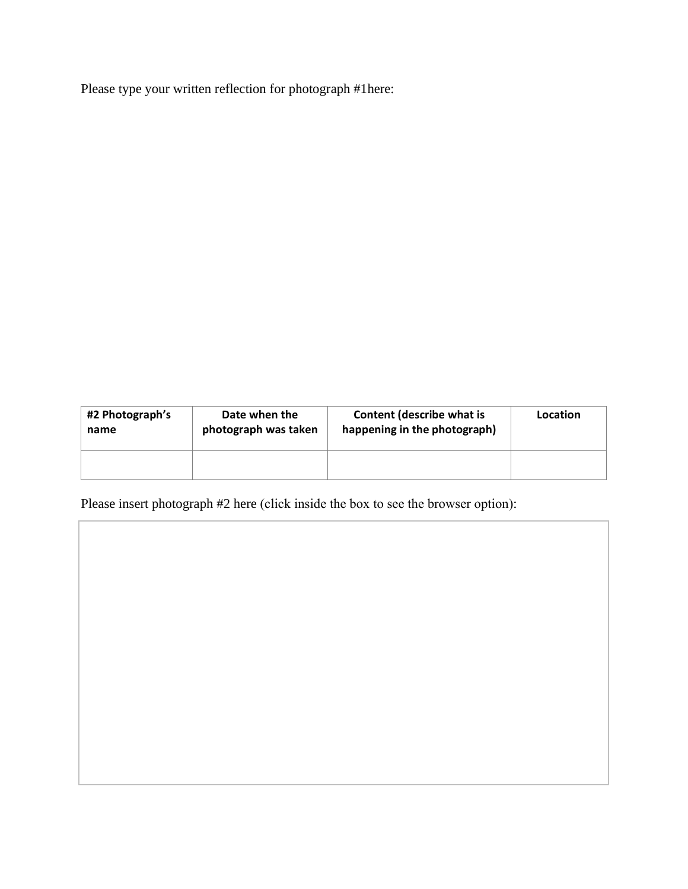Please type your written reflection for photograph #1here:

| #2 Photograph's name | Date when the photograph was taken | Content (describe what is happening in the photograph) | Location |
| --- | --- | --- | --- |
| | | | |

Please insert photograph #2 here (click inside the box to see the browser option):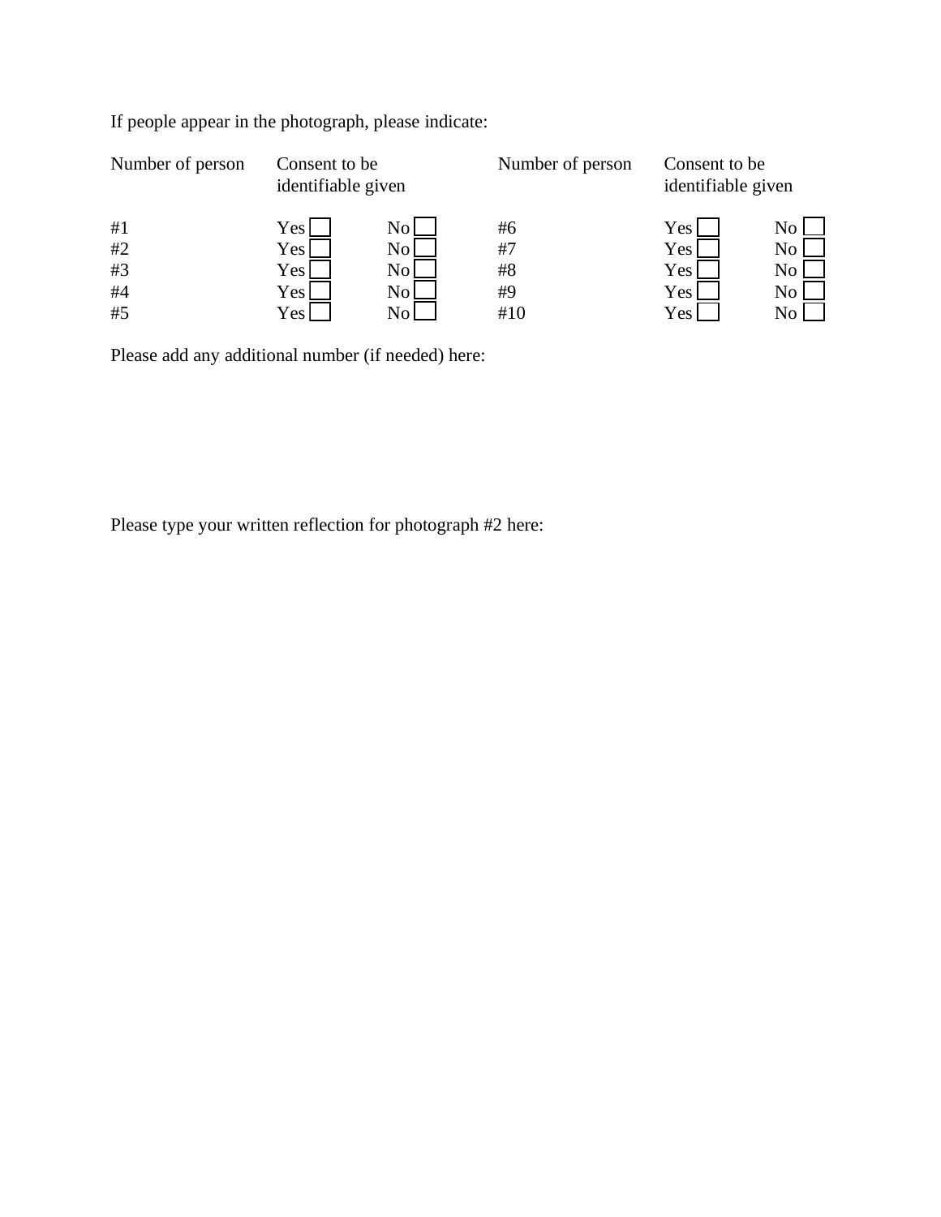If people appear in the photograph, please indicate:

| Number of person | Consent to be identifiable given | | Number of person | Consent to be identifiable given | |
|---|---|---|---|---|---|
| #1 | Yes ☐ | No ☐ | #6 | Yes ☐ | No ☐ |
| #2 | Yes ☐ | No ☐ | #7 | Yes ☐ | No ☐ |
| #3 | Yes ☐ | No ☐ | #8 | Yes ☐ | No ☐ |
| #4 | Yes ☐ | No ☐ | #9 | Yes ☐ | No ☐ |
| #5 | Yes ☐ | No ☐ | #10 | Yes ☐ | No ☐ |

Please add any additional number (if needed) here:

Please type your written reflection for photograph #2 here: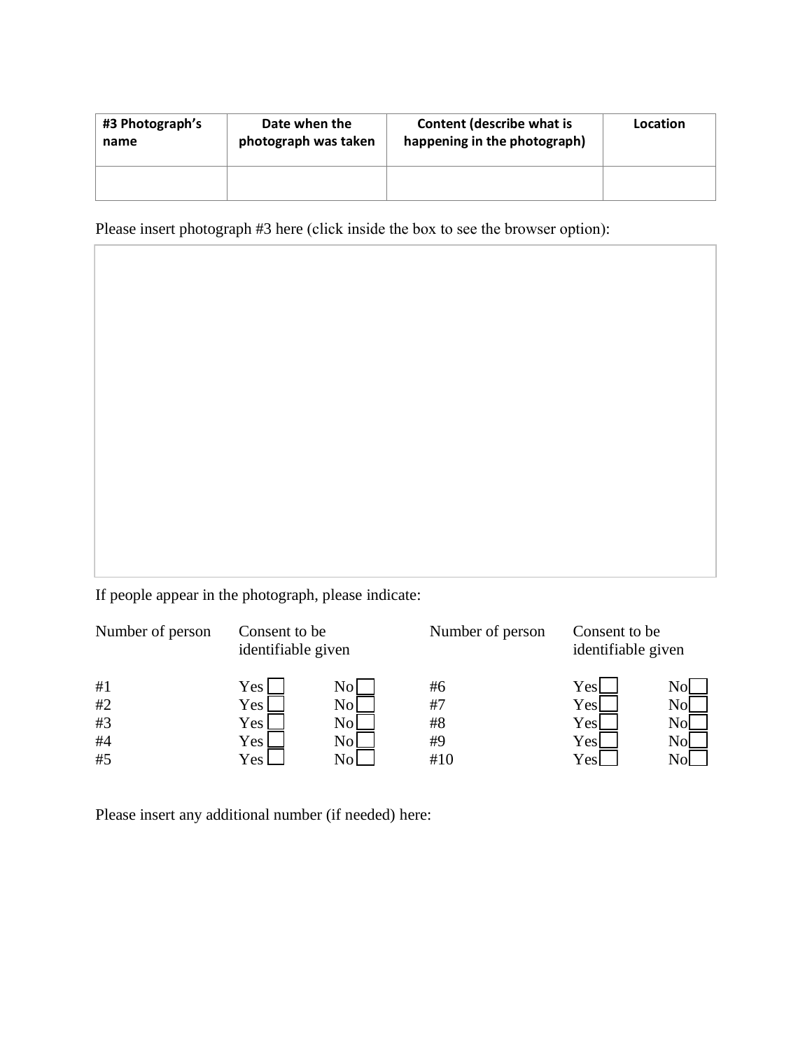| #3 Photograph's name | Date when the photograph was taken | Content (describe what is happening in the photograph) | Location |
| --- | --- | --- | --- |
| | | | |

Please insert photograph #3 here (click inside the box to see the browser option):

If people appear in the photograph, please indicate:

| Number of person | Consent to be identifiable given | | Number of person | Consent to be identifiable given | |
| --- | --- | --- | --- | --- | --- |
| #1 | Yes ☐ | No ☐ | #6 | Yes ☐ | No ☐ |
| #2 | Yes ☐ | No ☐ | #7 | Yes ☐ | No ☐ |
| #3 | Yes ☐ | No ☐ | #8 | Yes ☐ | No ☐ |
| #4 | Yes ☐ | No ☐ | #9 | Yes ☐ | No ☐ |
| #5 | Yes ☐ | No ☐ | #10 | Yes ☐ | No ☐ |

Please insert any additional number (if needed) here: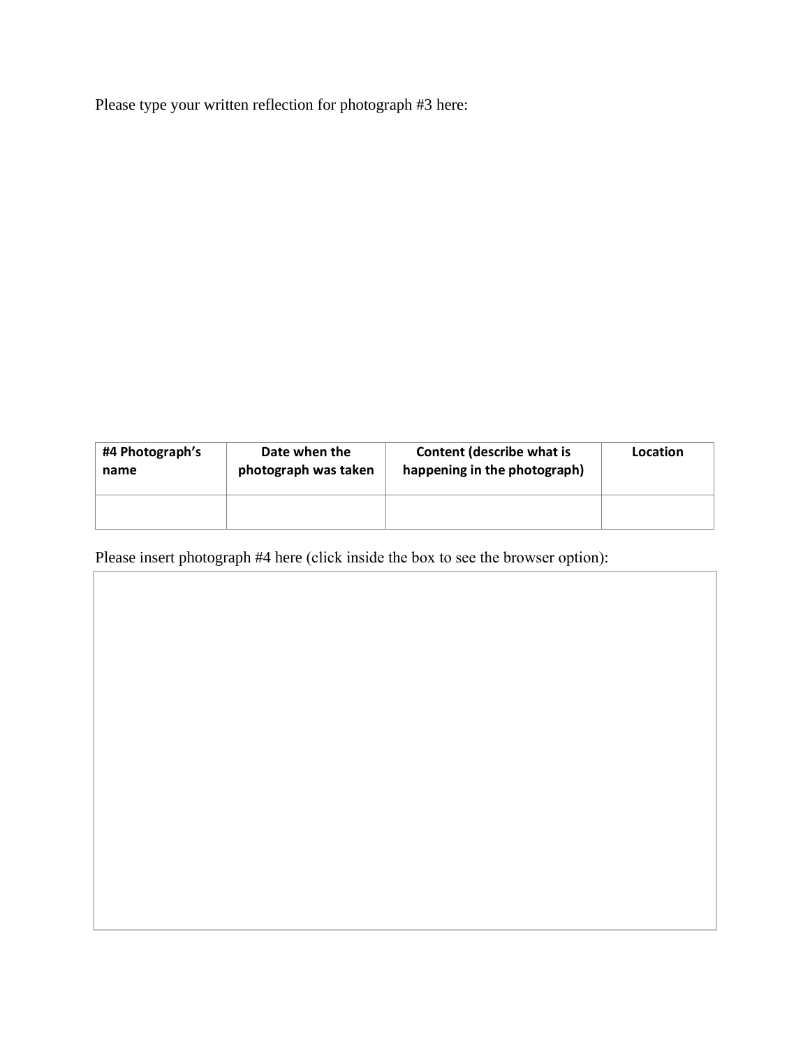Please type your written reflection for photograph #3 here:

| #4 Photograph's name | Date when the photograph was taken | Content (describe what is happening in the photograph) | Location |
|---|---|---|---|
| | | | |

Please insert photograph #4 here (click inside the box to see the browser option):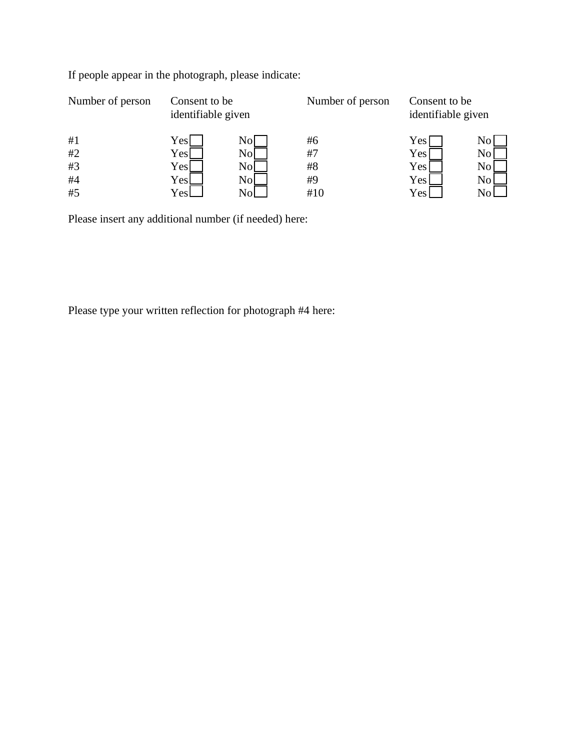If people appear in the photograph, please indicate:

| Number of person | Consent to be identifiable given | | Number of person | Consent to be identifiable given | |
|---|---|---|---|---|---|
| #1 | Yes ☐ | No ☐ | #6 | Yes ☐ | No ☐ |
| #2 | Yes ☐ | No ☐ | #7 | Yes ☐ | No ☐ |
| #3 | Yes ☐ | No ☐ | #8 | Yes ☐ | No ☐ |
| #4 | Yes ☐ | No ☐ | #9 | Yes ☐ | No ☐ |
| #5 | Yes ☐ | No ☐ | #10 | Yes ☐ | No ☐ |

Please insert any additional number (if needed) here:

Please type your written reflection for photograph #4 here: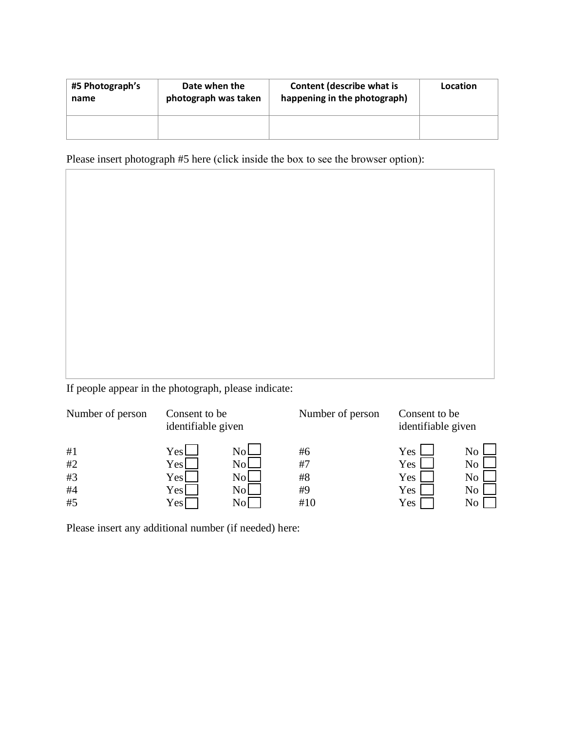| **#5 Photograph's name** | **Date when the photograph was taken** | **Content (describe what is happening in the photograph)** | **Location** |
|---|---|---|---|
| | | | |

Please insert photograph #5 here (click inside the box to see the browser option):

If people appear in the photograph, please indicate:

| Number of person | Consent to be identifiable given | | Number of person | Consent to be identifiable given | |
|---|---|---|---|---|---|
| #1 | Yes ☐ | No ☐ | #6 | Yes ☐ | No ☐ |
| #2 | Yes ☐ | No ☐ | #7 | Yes ☐ | No ☐ |
| #3 | Yes ☐ | No ☐ | #8 | Yes ☐ | No ☐ |
| #4 | Yes ☐ | No ☐ | #9 | Yes ☐ | No ☐ |
| #5 | Yes ☐ | No ☐ | #10 | Yes ☐ | No ☐ |

Please insert any additional number (if needed) here: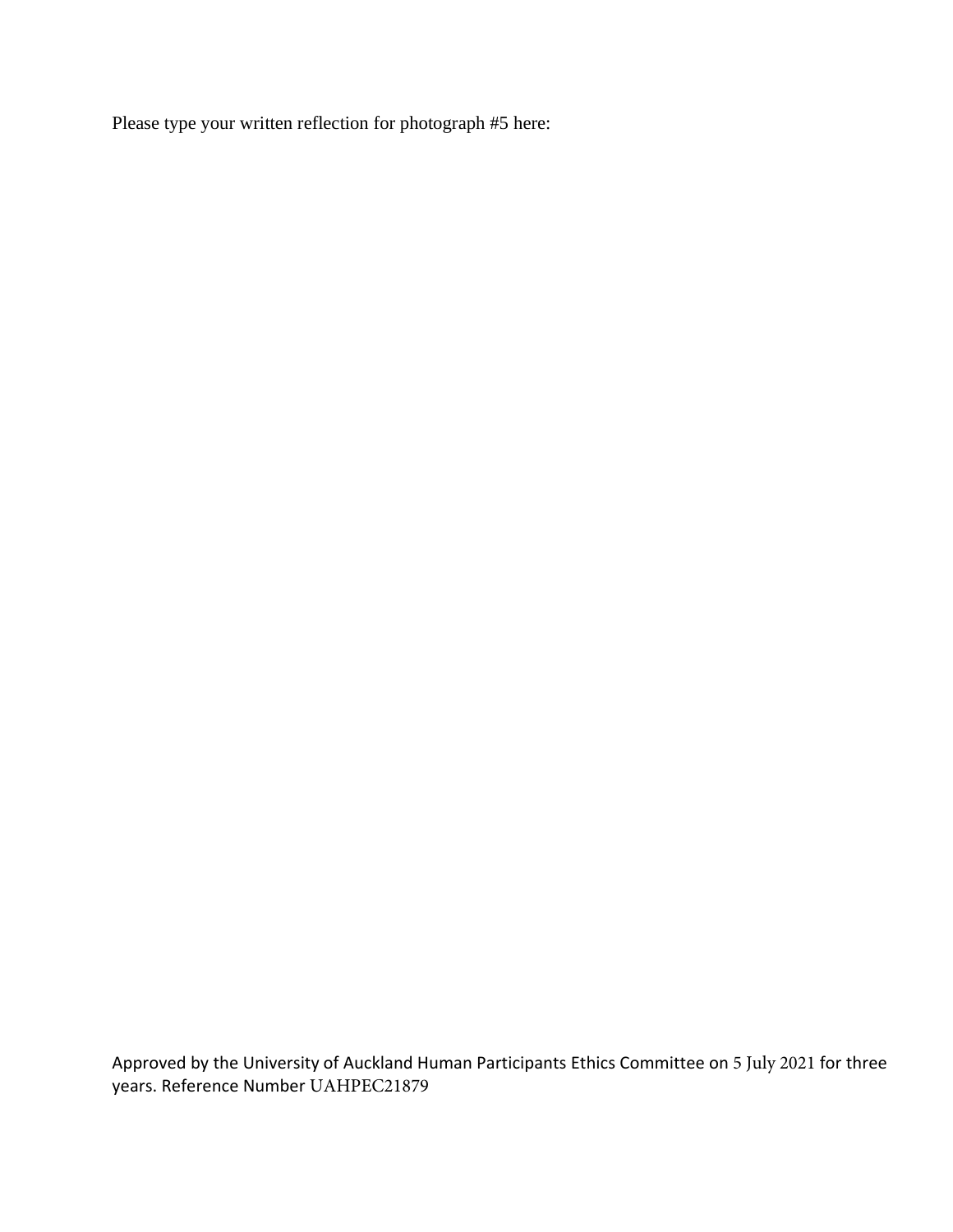Please type your written reflection for photograph #5 here:

Approved by the University of Auckland Human Participants Ethics Committee on 5 July 2021 for three years. Reference Number UAHPEC21879